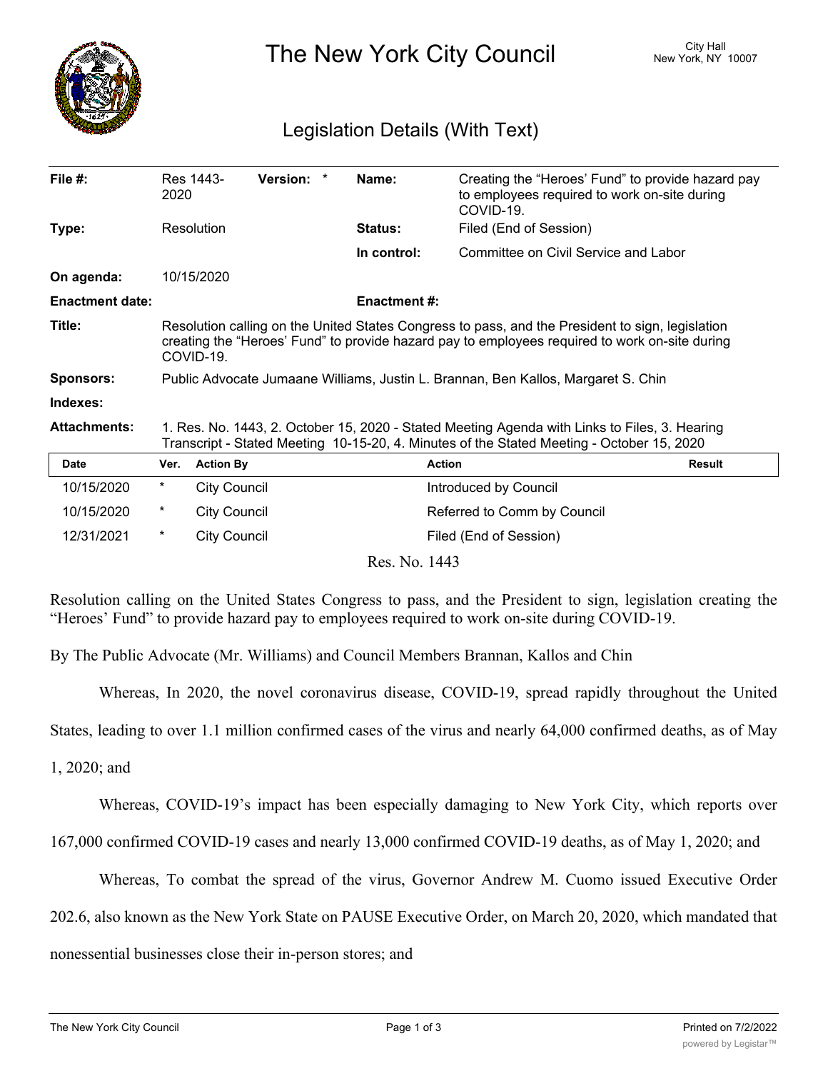# The New York City Council

City Hall
New York, NY 10007

## Legislation Details (With Text)

| | | | |
|---|---|---|---|
| **File #:** | Res 1443-2020 **Version:** * | **Name:** | Creating the "Heroes' Fund" to provide hazard pay to employees required to work on-site during COVID-19. |
| **Type:** | Resolution | **Status:** | Filed (End of Session) |
| | | **In control:** | Committee on Civil Service and Labor |
| **On agenda:** | 10/15/2020 | | |
| **Enactment date:** | | **Enactment #:** | |

**Title:** Resolution calling on the United States Congress to pass, and the President to sign, legislation creating the "Heroes' Fund" to provide hazard pay to employees required to work on-site during COVID-19.

**Sponsors:** Public Advocate Jumaane Williams, Justin L. Brannan, Ben Kallos, Margaret S. Chin

**Indexes:**

**Attachments:** 1. Res. No. 1443, 2. October 15, 2020 - Stated Meeting Agenda with Links to Files, 3. Hearing Transcript - Stated Meeting 10-15-20, 4. Minutes of the Stated Meeting - October 15, 2020

| Date | Ver. | Action By | Action | Result |
|---|---|---|---|---|
| 10/15/2020 | * | City Council | Introduced by Council | |
| 10/15/2020 | * | City Council | Referred to Comm by Council | |
| 12/31/2021 | * | City Council | Filed (End of Session) | |

Res. No. 1443

Resolution calling on the United States Congress to pass, and the President to sign, legislation creating the "Heroes' Fund" to provide hazard pay to employees required to work on-site during COVID-19.

By The Public Advocate (Mr. Williams) and Council Members Brannan, Kallos and Chin

Whereas, In 2020, the novel coronavirus disease, COVID-19, spread rapidly throughout the United States, leading to over 1.1 million confirmed cases of the virus and nearly 64,000 confirmed deaths, as of May 1, 2020; and

Whereas, COVID-19's impact has been especially damaging to New York City, which reports over 167,000 confirmed COVID-19 cases and nearly 13,000 confirmed COVID-19 deaths, as of May 1, 2020; and

Whereas, To combat the spread of the virus, Governor Andrew M. Cuomo issued Executive Order 202.6, also known as the New York State on PAUSE Executive Order, on March 20, 2020, which mandated that nonessential businesses close their in-person stores; and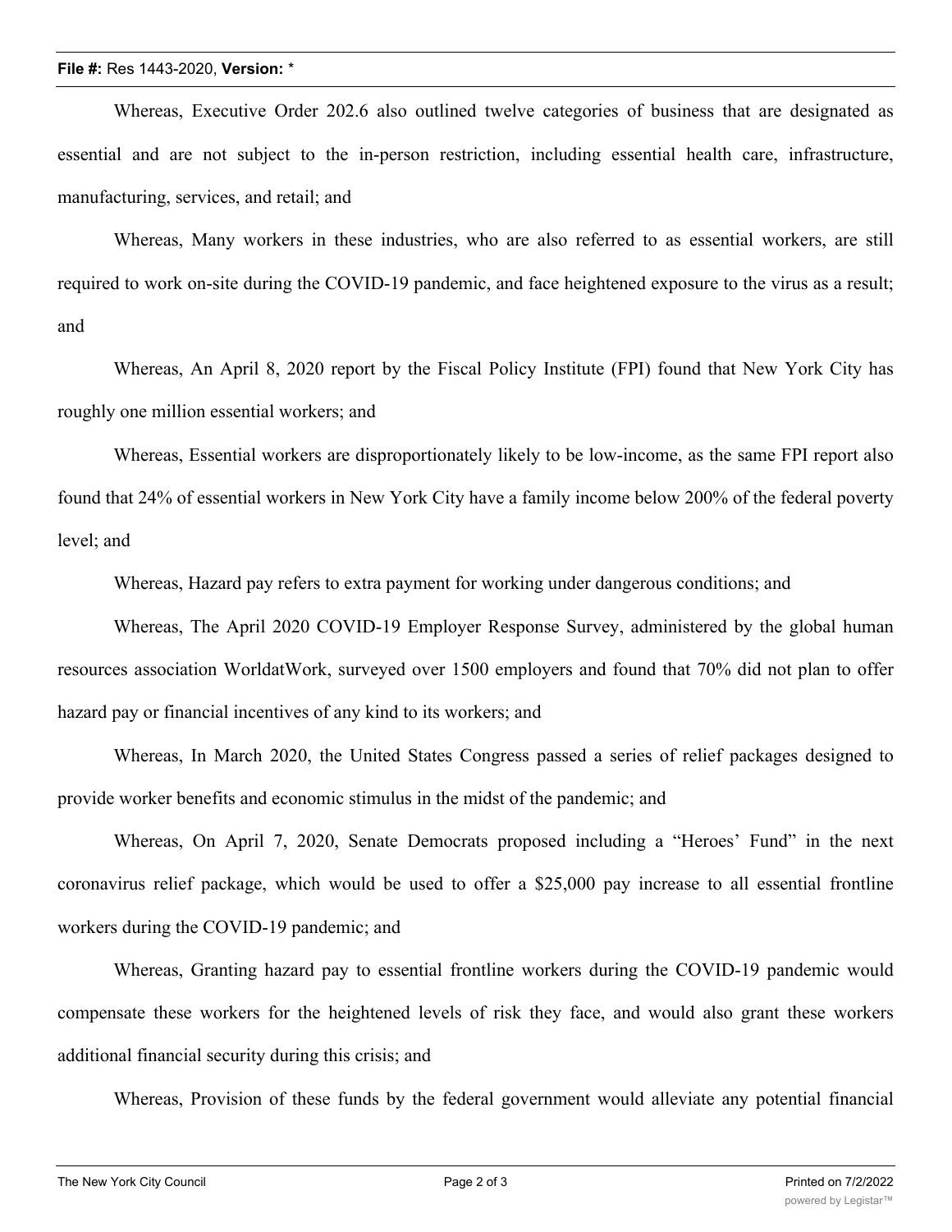Whereas, Executive Order 202.6 also outlined twelve categories of business that are designated as essential and are not subject to the in-person restriction, including essential health care, infrastructure, manufacturing, services, and retail; and

Whereas, Many workers in these industries, who are also referred to as essential workers, are still required to work on-site during the COVID-19 pandemic, and face heightened exposure to the virus as a result; and

Whereas, An April 8, 2020 report by the Fiscal Policy Institute (FPI) found that New York City has roughly one million essential workers; and

Whereas, Essential workers are disproportionately likely to be low-income, as the same FPI report also found that 24% of essential workers in New York City have a family income below 200% of the federal poverty level; and

Whereas, Hazard pay refers to extra payment for working under dangerous conditions; and

Whereas, The April 2020 COVID-19 Employer Response Survey, administered by the global human resources association WorldatWork, surveyed over 1500 employers and found that 70% did not plan to offer hazard pay or financial incentives of any kind to its workers; and

Whereas, In March 2020, the United States Congress passed a series of relief packages designed to provide worker benefits and economic stimulus in the midst of the pandemic; and

Whereas, On April 7, 2020, Senate Democrats proposed including a "Heroes' Fund" in the next coronavirus relief package, which would be used to offer a $25,000 pay increase to all essential frontline workers during the COVID-19 pandemic; and

Whereas, Granting hazard pay to essential frontline workers during the COVID-19 pandemic would compensate these workers for the heightened levels of risk they face, and would also grant these workers additional financial security during this crisis; and

Whereas, Provision of these funds by the federal government would alleviate any potential financial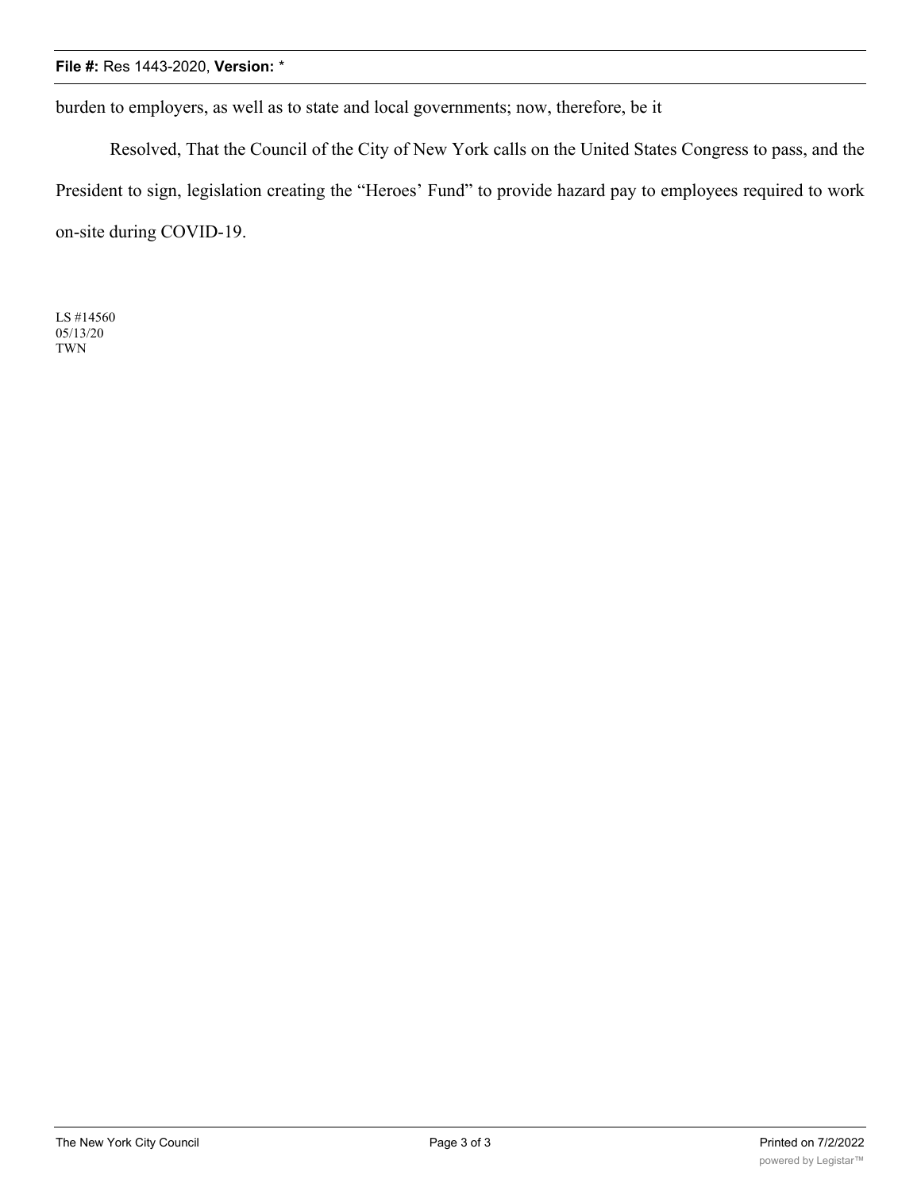burden to employers, as well as to state and local governments; now, therefore, be it

Resolved, That the Council of the City of New York calls on the United States Congress to pass, and the President to sign, legislation creating the "Heroes' Fund" to provide hazard pay to employees required to work on-site during COVID-19.

LS #14560
05/13/20
TWN